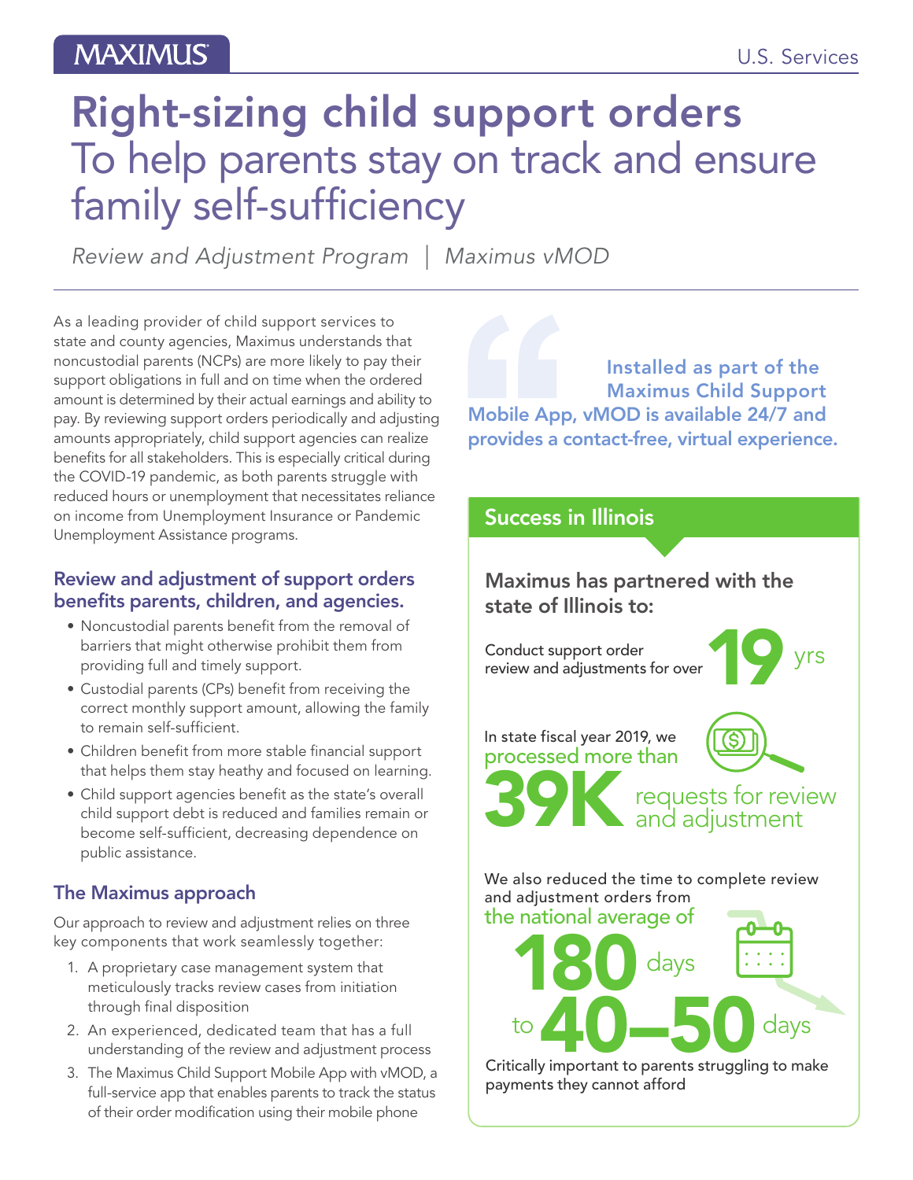MAXIMUS

U.S. Services

# Right-sizing child support orders

## To help parents stay on track and ensure family self-sufficiency

*Review and Adjustment Program | Maximus vMOD*

As a leading provider of child support services to state and county agencies, Maximus understands that noncustodial parents (NCPs) are more likely to pay their support obligations in full and on time when the ordered amount is determined by their actual earnings and ability to pay. By reviewing support orders periodically and adjusting amounts appropriately, child support agencies can realize benefits for all stakeholders. This is especially critical during the COVID-19 pandemic, as both parents struggle with reduced hours or unemployment that necessitates reliance on income from Unemployment Insurance or Pandemic Unemployment Assistance programs.

### Review and adjustment of support orders benefits parents, children, and agencies.

- Noncustodial parents benefit from the removal of barriers that might otherwise prohibit them from providing full and timely support.
- Custodial parents (CPs) benefit from receiving the correct monthly support amount, allowing the family to remain self-sufficient.
- Children benefit from more stable financial support that helps them stay heathy and focused on learning.
- Child support agencies benefit as the state's overall child support debt is reduced and families remain or become self-sufficient, decreasing dependence on public assistance.

### The Maximus approach

Our approach to review and adjustment relies on three key components that work seamlessly together:

1. A proprietary case management system that meticulously tracks review cases from initiation through final disposition
2. An experienced, dedicated team that has a full understanding of the review and adjustment process
3. The Maximus Child Support Mobile App with vMOD, a full-service app that enables parents to track the status of their order modification using their mobile phone

> **Installed as part of the Maximus Child Support Mobile App, vMOD is available 24/7 and provides a contact-free, virtual experience.**

### Success in Illinois

**Maximus has partnered with the state of Illinois to:**

Conduct support order review and adjustments for over **19** yrs

In state fiscal year 2019, we processed more than **39K** requests for review and adjustment

We also reduced the time to complete review and adjustment orders from the national average of **180** days to **40–50** days

Critically important to parents struggling to make payments they cannot afford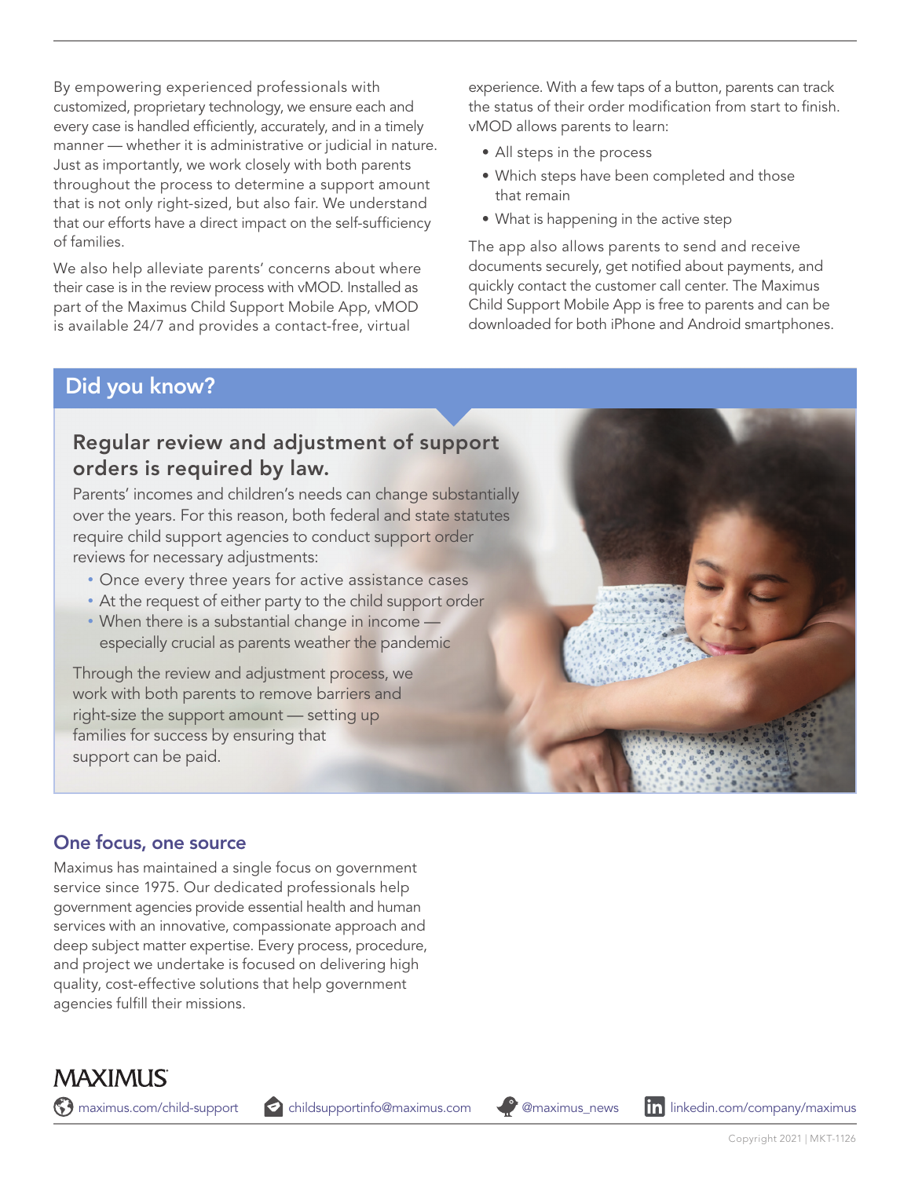By empowering experienced professionals with customized, proprietary technology, we ensure each and every case is handled efficiently, accurately, and in a timely manner — whether it is administrative or judicial in nature. Just as importantly, we work closely with both parents throughout the process to determine a support amount that is not only right-sized, but also fair. We understand that our efforts have a direct impact on the self-sufficiency of families.

We also help alleviate parents' concerns about where their case is in the review process with vMOD. Installed as part of the Maximus Child Support Mobile App, vMOD is available 24/7 and provides a contact-free, virtual experience. With a few taps of a button, parents can track the status of their order modification from start to finish. vMOD allows parents to learn:

- All steps in the process
- Which steps have been completed and those that remain
- What is happening in the active step

The app also allows parents to send and receive documents securely, get notified about payments, and quickly contact the customer call center. The Maximus Child Support Mobile App is free to parents and can be downloaded for both iPhone and Android smartphones.

## Did you know?

### Regular review and adjustment of support orders is required by law.

Parents' incomes and children's needs can change substantially over the years. For this reason, both federal and state statutes require child support agencies to conduct support order reviews for necessary adjustments:

- Once every three years for active assistance cases
- At the request of either party to the child support order
- When there is a substantial change in income — especially crucial as parents weather the pandemic

Through the review and adjustment process, we work with both parents to remove barriers and right-size the support amount — setting up families for success by ensuring that support can be paid.

## One focus, one source

Maximus has maintained a single focus on government service since 1975. Our dedicated professionals help government agencies provide essential health and human services with an innovative, compassionate approach and deep subject matter expertise. Every process, procedure, and project we undertake is focused on delivering high quality, cost-effective solutions that help government agencies fulfill their missions.

MAXIMUS

maximus.com/child-support | childsupportinfo@maximus.com | @maximus_news | linkedin.com/company/maximus

Copyright 2021 | MKT-1126